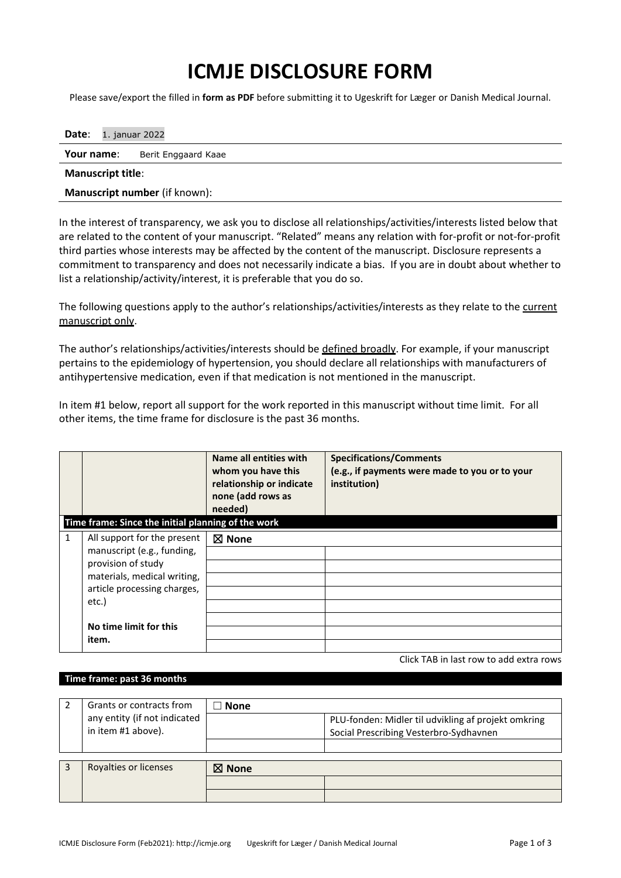# ICMJE DISCLOSURE FORM

Please save/export the filled in **form as PDF** before submitting it to Ugeskrift for Læger or Danish Medical Journal.

**Date**: 1. januar 2022

**Your name**: Berit Enggaard Kaae

**Manuscript title**:

**Manuscript number** (if known):

In the interest of transparency, we ask you to disclose all relationships/activities/interests listed below that are related to the content of your manuscript. "Related" means any relation with for-profit or not-for-profit third parties whose interests may be affected by the content of the manuscript. Disclosure represents a commitment to transparency and does not necessarily indicate a bias. If you are in doubt about whether to list a relationship/activity/interest, it is preferable that you do so.

The following questions apply to the author's relationships/activities/interests as they relate to the current manuscript only.

The author's relationships/activities/interests should be defined broadly. For example, if your manuscript pertains to the epidemiology of hypertension, you should declare all relationships with manufacturers of antihypertensive medication, even if that medication is not mentioned in the manuscript.

In item #1 below, report all support for the work reported in this manuscript without time limit. For all other items, the time frame for disclosure is the past 36 months.

| | | Name all entities with whom you have this relationship or indicate none (add rows as needed) | Specifications/Comments (e.g., if payments were made to you or to your institution) |
|---|---|---|---|
| **Time frame: Since the initial planning of the work** | | | |
| 1 | All support for the present manuscript (e.g., funding, provision of study materials, medical writing, article processing charges, etc.) **No time limit for this item.** | ☒ **None** | |

Click TAB in last row to add extra rows

**Time frame: past 36 months**

| | | | |
|---|---|---|---|
| 2 | Grants or contracts from any entity (if not indicated in item #1 above). | ☐ **None** | |
| | | | PLU-fonden: Midler til udvikling af projekt omkring Social Prescribing Vesterbro-Sydhavnen |
| 3 | Royalties or licenses | ☒ **None** | |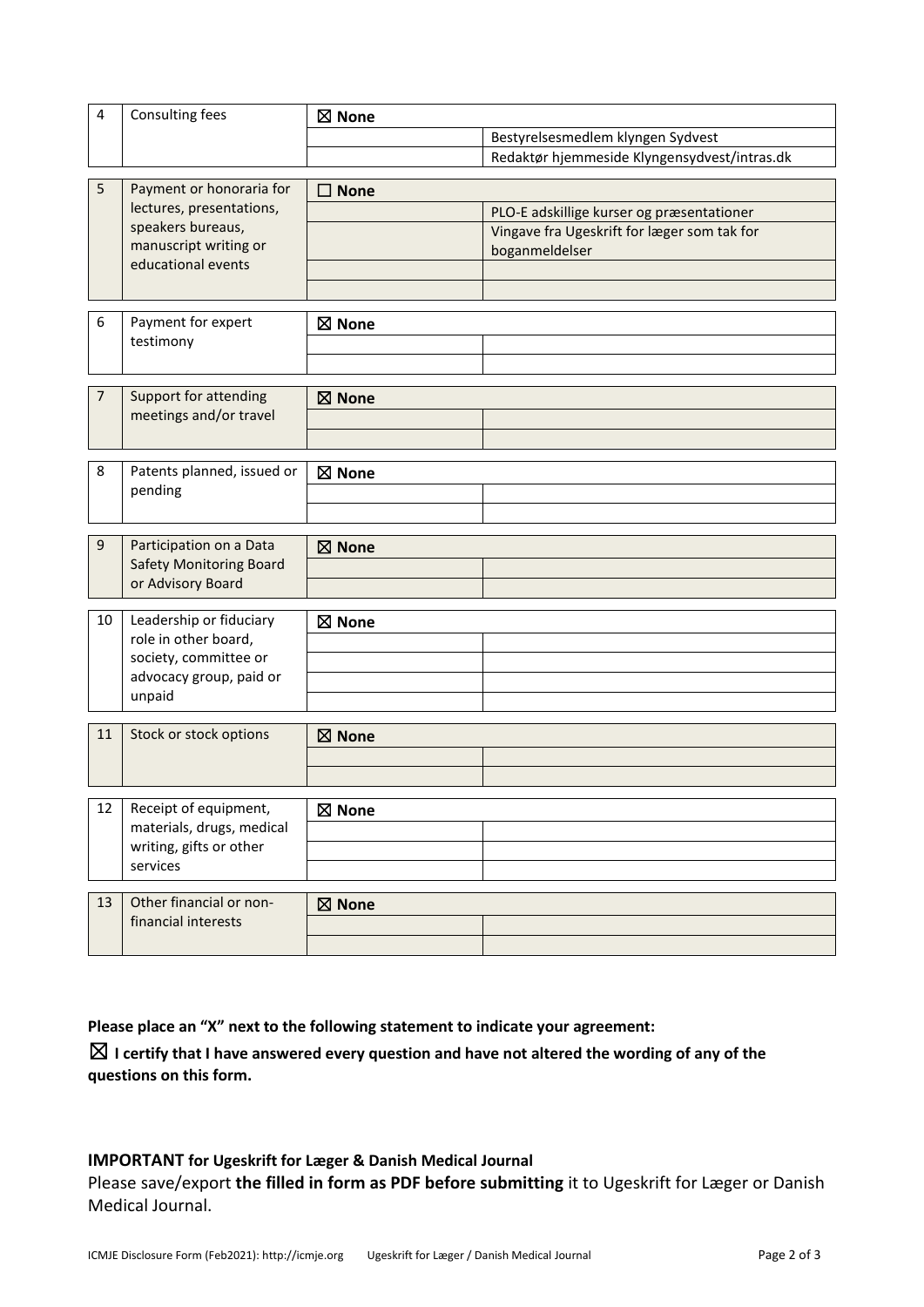| | | | |
|---|---|---|---|
| 4 | Consulting fees | ☒ **None** | |
| | | | Bestyrelsesmedlem klyngen Sydvest |
| | | | Redaktør hjemmeside Klyngensydvest/intras.dk |

| | | | |
|---|---|---|---|
| 5 | Payment or honoraria for lectures, presentations, speakers bureaus, manuscript writing or educational events | ☐ **None** | |
| | | | PLO-E adskillige kurser og præsentationer |
| | | | Vingave fra Ugeskrift for læger som tak for boganmeldelser |
| | | | |
| | | | |

| | | | |
|---|---|---|---|
| 6 | Payment for expert testimony | ☒ **None** | |
| | | | |
| | | | |

| | | | |
|---|---|---|---|
| 7 | Support for attending meetings and/or travel | ☒ **None** | |
| | | | |
| | | | |

| | | | |
|---|---|---|---|
| 8 | Patents planned, issued or pending | ☒ **None** | |
| | | | |
| | | | |

| | | | |
|---|---|---|---|
| 9 | Participation on a Data Safety Monitoring Board or Advisory Board | ☒ **None** | |
| | | | |
| | | | |

| | | | |
|---|---|---|---|
| 10 | Leadership or fiduciary role in other board, society, committee or advocacy group, paid or unpaid | ☒ **None** | |
| | | | |
| | | | |
| | | | |
| | | | |

| | | | |
|---|---|---|---|
| 11 | Stock or stock options | ☒ **None** | |
| | | | |
| | | | |

| | | | |
|---|---|---|---|
| 12 | Receipt of equipment, materials, drugs, medical writing, gifts or other services | ☒ **None** | |
| | | | |
| | | | |
| | | | |

| | | | |
|---|---|---|---|
| 13 | Other financial or non-financial interests | ☒ **None** | |
| | | | |
| | | | |

**Please place an "X" next to the following statement to indicate your agreement:**

☒ **I certify that I have answered every question and have not altered the wording of any of the questions on this form.**

**IMPORTANT for Ugeskrift for Læger & Danish Medical Journal**

Please save/export **the filled in form as PDF before submitting** it to Ugeskrift for Læger or Danish Medical Journal.